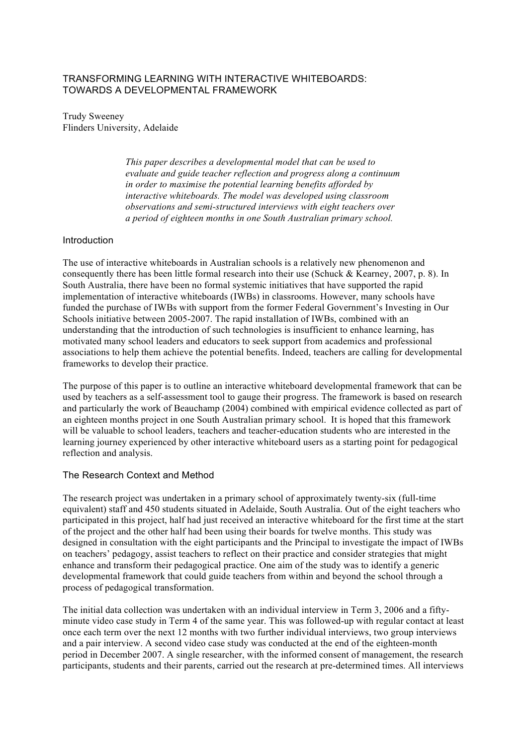# TRANSFORMING LEARNING WITH INTERACTIVE WHITEBOARDS: TOWARDS A DEVELOPMENTAL FRAMEWORK

Trudy Sweeney
Flinders University, Adelaide

*This paper describes a developmental model that can be used to evaluate and guide teacher reflection and progress along a continuum in order to maximise the potential learning benefits afforded by interactive whiteboards. The model was developed using classroom observations and semi-structured interviews with eight teachers over a period of eighteen months in one South Australian primary school.*

## Introduction

The use of interactive whiteboards in Australian schools is a relatively new phenomenon and consequently there has been little formal research into their use (Schuck & Kearney, 2007, p. 8). In South Australia, there have been no formal systemic initiatives that have supported the rapid implementation of interactive whiteboards (IWBs) in classrooms. However, many schools have funded the purchase of IWBs with support from the former Federal Government's Investing in Our Schools initiative between 2005-2007. The rapid installation of IWBs, combined with an understanding that the introduction of such technologies is insufficient to enhance learning, has motivated many school leaders and educators to seek support from academics and professional associations to help them achieve the potential benefits. Indeed, teachers are calling for developmental frameworks to develop their practice.

The purpose of this paper is to outline an interactive whiteboard developmental framework that can be used by teachers as a self-assessment tool to gauge their progress. The framework is based on research and particularly the work of Beauchamp (2004) combined with empirical evidence collected as part of an eighteen months project in one South Australian primary school. It is hoped that this framework will be valuable to school leaders, teachers and teacher-education students who are interested in the learning journey experienced by other interactive whiteboard users as a starting point for pedagogical reflection and analysis.

## The Research Context and Method

The research project was undertaken in a primary school of approximately twenty-six (full-time equivalent) staff and 450 students situated in Adelaide, South Australia. Out of the eight teachers who participated in this project, half had just received an interactive whiteboard for the first time at the start of the project and the other half had been using their boards for twelve months. This study was designed in consultation with the eight participants and the Principal to investigate the impact of IWBs on teachers' pedagogy, assist teachers to reflect on their practice and consider strategies that might enhance and transform their pedagogical practice. One aim of the study was to identify a generic developmental framework that could guide teachers from within and beyond the school through a process of pedagogical transformation.

The initial data collection was undertaken with an individual interview in Term 3, 2006 and a fifty-minute video case study in Term 4 of the same year. This was followed-up with regular contact at least once each term over the next 12 months with two further individual interviews, two group interviews and a pair interview. A second video case study was conducted at the end of the eighteen-month period in December 2007. A single researcher, with the informed consent of management, the research participants, students and their parents, carried out the research at pre-determined times. All interviews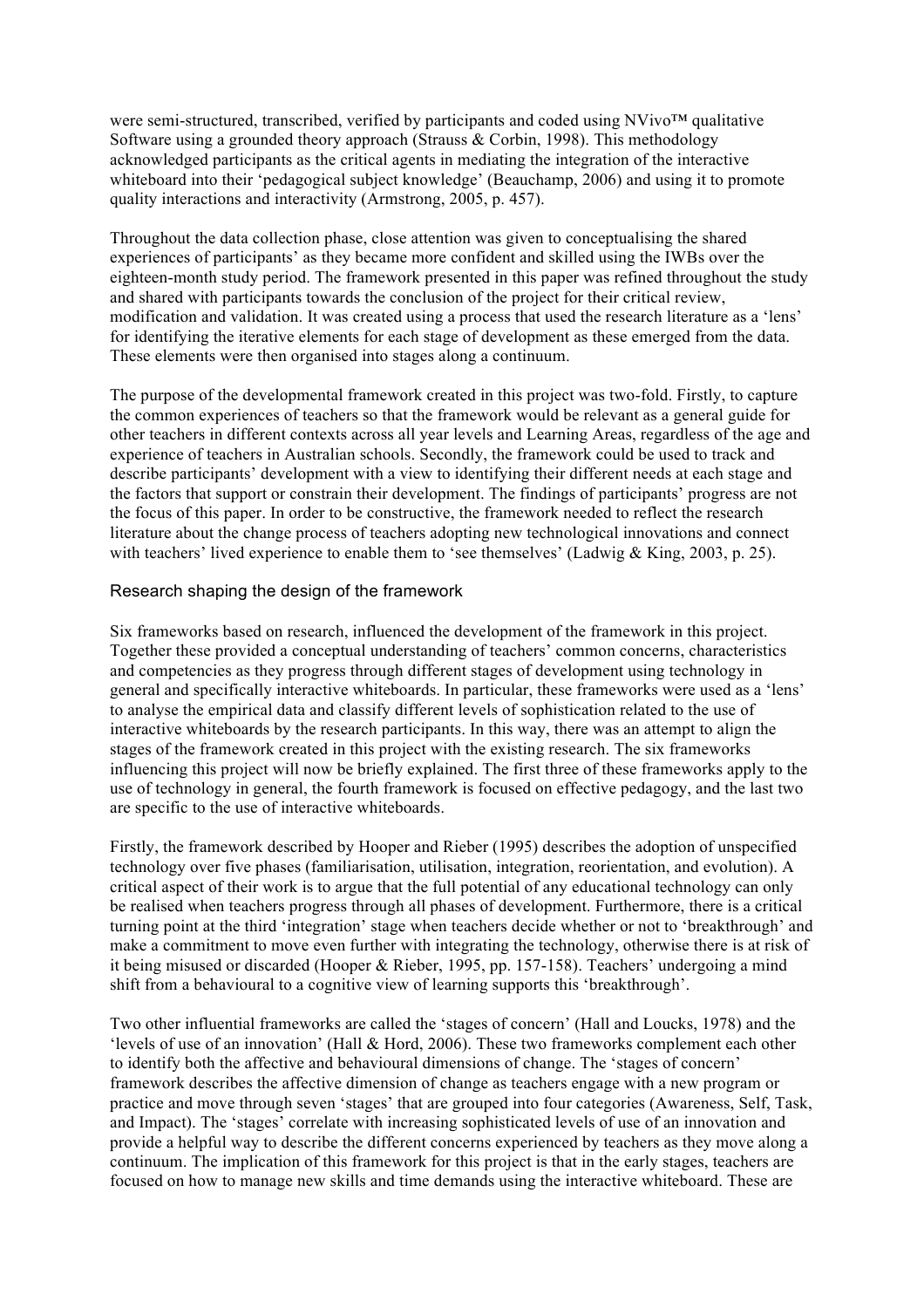were semi-structured, transcribed, verified by participants and coded using NVivo™ qualitative Software using a grounded theory approach (Strauss & Corbin, 1998). This methodology acknowledged participants as the critical agents in mediating the integration of the interactive whiteboard into their 'pedagogical subject knowledge' (Beauchamp, 2006) and using it to promote quality interactions and interactivity (Armstrong, 2005, p. 457).

Throughout the data collection phase, close attention was given to conceptualising the shared experiences of participants' as they became more confident and skilled using the IWBs over the eighteen-month study period. The framework presented in this paper was refined throughout the study and shared with participants towards the conclusion of the project for their critical review, modification and validation. It was created using a process that used the research literature as a 'lens' for identifying the iterative elements for each stage of development as these emerged from the data. These elements were then organised into stages along a continuum.

The purpose of the developmental framework created in this project was two-fold. Firstly, to capture the common experiences of teachers so that the framework would be relevant as a general guide for other teachers in different contexts across all year levels and Learning Areas, regardless of the age and experience of teachers in Australian schools. Secondly, the framework could be used to track and describe participants' development with a view to identifying their different needs at each stage and the factors that support or constrain their development. The findings of participants' progress are not the focus of this paper. In order to be constructive, the framework needed to reflect the research literature about the change process of teachers adopting new technological innovations and connect with teachers' lived experience to enable them to 'see themselves' (Ladwig & King, 2003, p. 25).

## Research shaping the design of the framework

Six frameworks based on research, influenced the development of the framework in this project. Together these provided a conceptual understanding of teachers' common concerns, characteristics and competencies as they progress through different stages of development using technology in general and specifically interactive whiteboards. In particular, these frameworks were used as a 'lens' to analyse the empirical data and classify different levels of sophistication related to the use of interactive whiteboards by the research participants. In this way, there was an attempt to align the stages of the framework created in this project with the existing research. The six frameworks influencing this project will now be briefly explained. The first three of these frameworks apply to the use of technology in general, the fourth framework is focused on effective pedagogy, and the last two are specific to the use of interactive whiteboards.

Firstly, the framework described by Hooper and Rieber (1995) describes the adoption of unspecified technology over five phases (familiarisation, utilisation, integration, reorientation, and evolution). A critical aspect of their work is to argue that the full potential of any educational technology can only be realised when teachers progress through all phases of development. Furthermore, there is a critical turning point at the third 'integration' stage when teachers decide whether or not to 'breakthrough' and make a commitment to move even further with integrating the technology, otherwise there is at risk of it being misused or discarded (Hooper & Rieber, 1995, pp. 157-158). Teachers' undergoing a mind shift from a behavioural to a cognitive view of learning supports this 'breakthrough'.

Two other influential frameworks are called the 'stages of concern' (Hall and Loucks, 1978) and the 'levels of use of an innovation' (Hall & Hord, 2006). These two frameworks complement each other to identify both the affective and behavioural dimensions of change. The 'stages of concern' framework describes the affective dimension of change as teachers engage with a new program or practice and move through seven 'stages' that are grouped into four categories (Awareness, Self, Task, and Impact). The 'stages' correlate with increasing sophisticated levels of use of an innovation and provide a helpful way to describe the different concerns experienced by teachers as they move along a continuum. The implication of this framework for this project is that in the early stages, teachers are focused on how to manage new skills and time demands using the interactive whiteboard. These are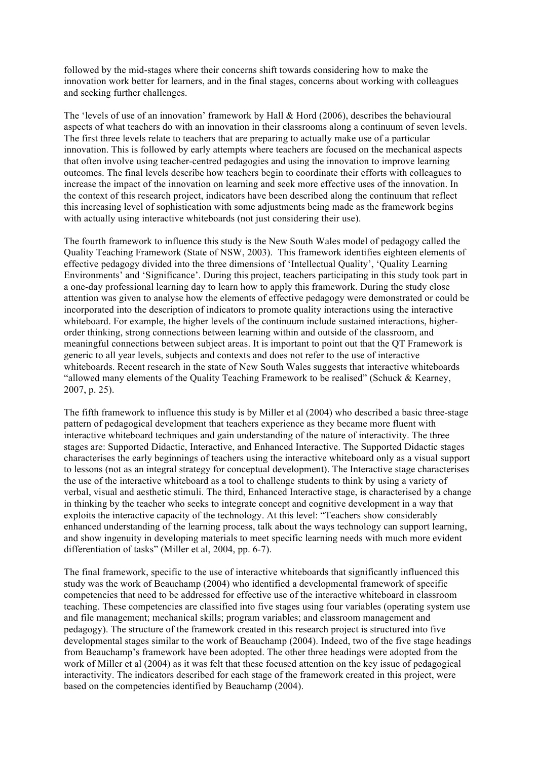followed by the mid-stages where their concerns shift towards considering how to make the innovation work better for learners, and in the final stages, concerns about working with colleagues and seeking further challenges.

The 'levels of use of an innovation' framework by Hall & Hord (2006), describes the behavioural aspects of what teachers do with an innovation in their classrooms along a continuum of seven levels. The first three levels relate to teachers that are preparing to actually make use of a particular innovation. This is followed by early attempts where teachers are focused on the mechanical aspects that often involve using teacher-centred pedagogies and using the innovation to improve learning outcomes. The final levels describe how teachers begin to coordinate their efforts with colleagues to increase the impact of the innovation on learning and seek more effective uses of the innovation. In the context of this research project, indicators have been described along the continuum that reflect this increasing level of sophistication with some adjustments being made as the framework begins with actually using interactive whiteboards (not just considering their use).

The fourth framework to influence this study is the New South Wales model of pedagogy called the Quality Teaching Framework (State of NSW, 2003). This framework identifies eighteen elements of effective pedagogy divided into the three dimensions of 'Intellectual Quality', 'Quality Learning Environments' and 'Significance'. During this project, teachers participating in this study took part in a one-day professional learning day to learn how to apply this framework. During the study close attention was given to analyse how the elements of effective pedagogy were demonstrated or could be incorporated into the description of indicators to promote quality interactions using the interactive whiteboard. For example, the higher levels of the continuum include sustained interactions, higher-order thinking, strong connections between learning within and outside of the classroom, and meaningful connections between subject areas. It is important to point out that the QT Framework is generic to all year levels, subjects and contexts and does not refer to the use of interactive whiteboards. Recent research in the state of New South Wales suggests that interactive whiteboards "allowed many elements of the Quality Teaching Framework to be realised" (Schuck & Kearney, 2007, p. 25).

The fifth framework to influence this study is by Miller et al (2004) who described a basic three-stage pattern of pedagogical development that teachers experience as they became more fluent with interactive whiteboard techniques and gain understanding of the nature of interactivity. The three stages are: Supported Didactic, Interactive, and Enhanced Interactive. The Supported Didactic stages characterises the early beginnings of teachers using the interactive whiteboard only as a visual support to lessons (not as an integral strategy for conceptual development). The Interactive stage characterises the use of the interactive whiteboard as a tool to challenge students to think by using a variety of verbal, visual and aesthetic stimuli. The third, Enhanced Interactive stage, is characterised by a change in thinking by the teacher who seeks to integrate concept and cognitive development in a way that exploits the interactive capacity of the technology. At this level: "Teachers show considerably enhanced understanding of the learning process, talk about the ways technology can support learning, and show ingenuity in developing materials to meet specific learning needs with much more evident differentiation of tasks" (Miller et al, 2004, pp. 6-7).

The final framework, specific to the use of interactive whiteboards that significantly influenced this study was the work of Beauchamp (2004) who identified a developmental framework of specific competencies that need to be addressed for effective use of the interactive whiteboard in classroom teaching. These competencies are classified into five stages using four variables (operating system use and file management; mechanical skills; program variables; and classroom management and pedagogy). The structure of the framework created in this research project is structured into five developmental stages similar to the work of Beauchamp (2004). Indeed, two of the five stage headings from Beauchamp's framework have been adopted. The other three headings were adopted from the work of Miller et al (2004) as it was felt that these focused attention on the key issue of pedagogical interactivity. The indicators described for each stage of the framework created in this project, were based on the competencies identified by Beauchamp (2004).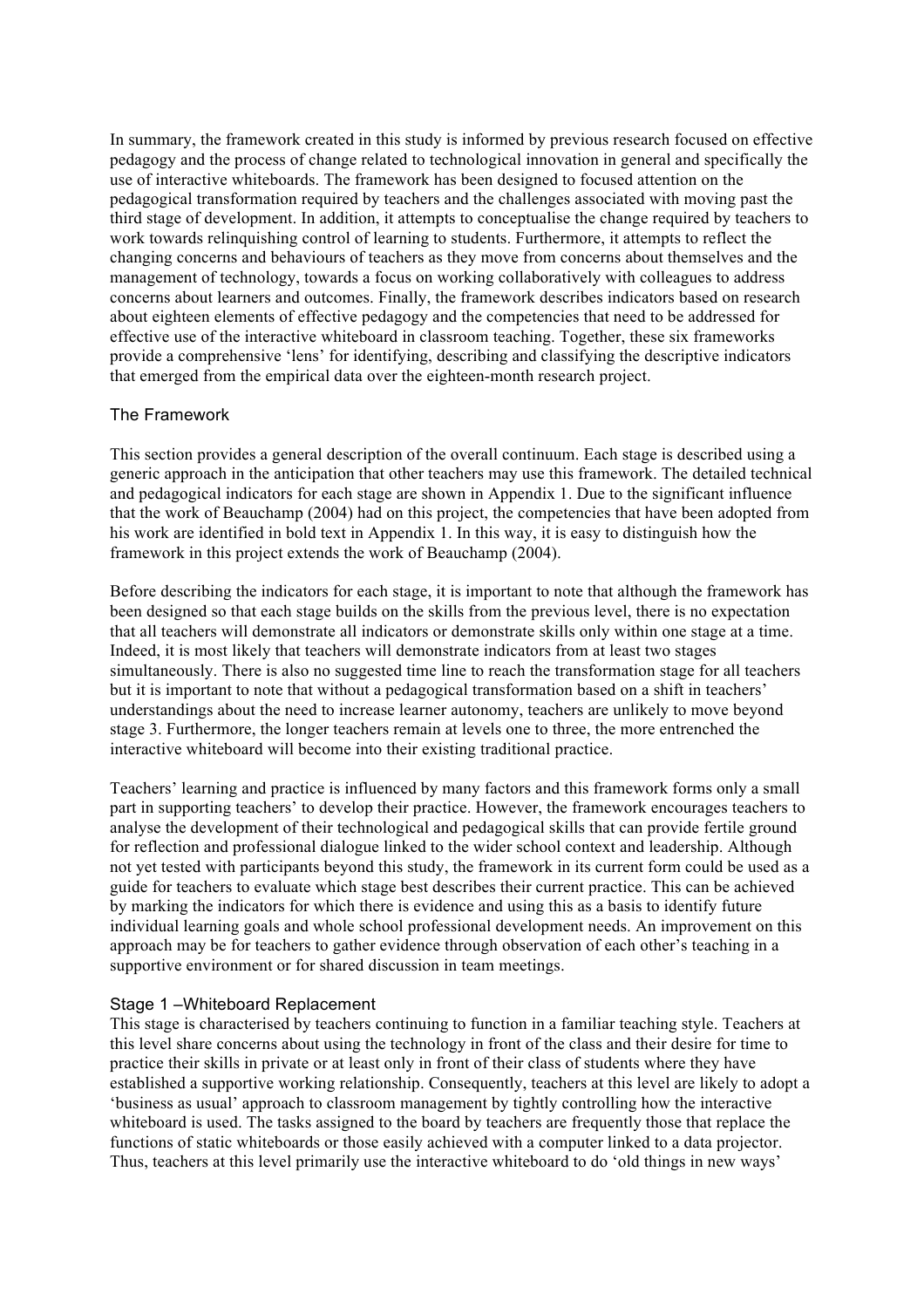In summary, the framework created in this study is informed by previous research focused on effective pedagogy and the process of change related to technological innovation in general and specifically the use of interactive whiteboards. The framework has been designed to focused attention on the pedagogical transformation required by teachers and the challenges associated with moving past the third stage of development. In addition, it attempts to conceptualise the change required by teachers to work towards relinquishing control of learning to students. Furthermore, it attempts to reflect the changing concerns and behaviours of teachers as they move from concerns about themselves and the management of technology, towards a focus on working collaboratively with colleagues to address concerns about learners and outcomes. Finally, the framework describes indicators based on research about eighteen elements of effective pedagogy and the competencies that need to be addressed for effective use of the interactive whiteboard in classroom teaching. Together, these six frameworks provide a comprehensive 'lens' for identifying, describing and classifying the descriptive indicators that emerged from the empirical data over the eighteen-month research project.

## The Framework

This section provides a general description of the overall continuum. Each stage is described using a generic approach in the anticipation that other teachers may use this framework. The detailed technical and pedagogical indicators for each stage are shown in Appendix 1. Due to the significant influence that the work of Beauchamp (2004) had on this project, the competencies that have been adopted from his work are identified in bold text in Appendix 1. In this way, it is easy to distinguish how the framework in this project extends the work of Beauchamp (2004).

Before describing the indicators for each stage, it is important to note that although the framework has been designed so that each stage builds on the skills from the previous level, there is no expectation that all teachers will demonstrate all indicators or demonstrate skills only within one stage at a time. Indeed, it is most likely that teachers will demonstrate indicators from at least two stages simultaneously. There is also no suggested time line to reach the transformation stage for all teachers but it is important to note that without a pedagogical transformation based on a shift in teachers' understandings about the need to increase learner autonomy, teachers are unlikely to move beyond stage 3. Furthermore, the longer teachers remain at levels one to three, the more entrenched the interactive whiteboard will become into their existing traditional practice.

Teachers' learning and practice is influenced by many factors and this framework forms only a small part in supporting teachers' to develop their practice. However, the framework encourages teachers to analyse the development of their technological and pedagogical skills that can provide fertile ground for reflection and professional dialogue linked to the wider school context and leadership. Although not yet tested with participants beyond this study, the framework in its current form could be used as a guide for teachers to evaluate which stage best describes their current practice. This can be achieved by marking the indicators for which there is evidence and using this as a basis to identify future individual learning goals and whole school professional development needs. An improvement on this approach may be for teachers to gather evidence through observation of each other's teaching in a supportive environment or for shared discussion in team meetings.

### Stage 1 –Whiteboard Replacement

This stage is characterised by teachers continuing to function in a familiar teaching style. Teachers at this level share concerns about using the technology in front of the class and their desire for time to practice their skills in private or at least only in front of their class of students where they have established a supportive working relationship. Consequently, teachers at this level are likely to adopt a 'business as usual' approach to classroom management by tightly controlling how the interactive whiteboard is used. The tasks assigned to the board by teachers are frequently those that replace the functions of static whiteboards or those easily achieved with a computer linked to a data projector. Thus, teachers at this level primarily use the interactive whiteboard to do 'old things in new ways'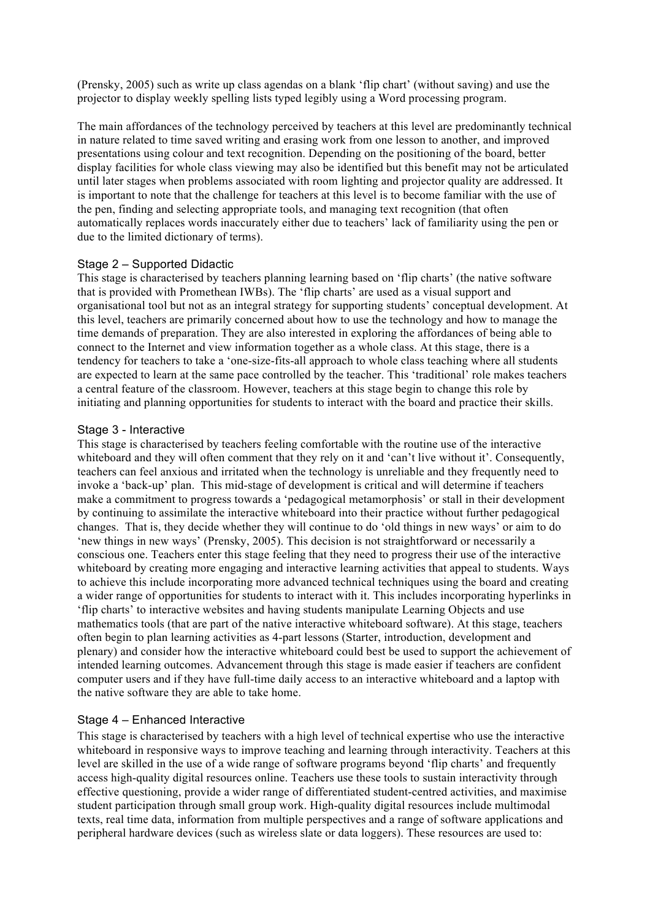(Prensky, 2005) such as write up class agendas on a blank 'flip chart' (without saving) and use the projector to display weekly spelling lists typed legibly using a Word processing program.

The main affordances of the technology perceived by teachers at this level are predominantly technical in nature related to time saved writing and erasing work from one lesson to another, and improved presentations using colour and text recognition. Depending on the positioning of the board, better display facilities for whole class viewing may also be identified but this benefit may not be articulated until later stages when problems associated with room lighting and projector quality are addressed. It is important to note that the challenge for teachers at this level is to become familiar with the use of the pen, finding and selecting appropriate tools, and managing text recognition (that often automatically replaces words inaccurately either due to teachers' lack of familiarity using the pen or due to the limited dictionary of terms).

### Stage 2 – Supported Didactic

This stage is characterised by teachers planning learning based on 'flip charts' (the native software that is provided with Promethean IWBs). The 'flip charts' are used as a visual support and organisational tool but not as an integral strategy for supporting students' conceptual development. At this level, teachers are primarily concerned about how to use the technology and how to manage the time demands of preparation. They are also interested in exploring the affordances of being able to connect to the Internet and view information together as a whole class. At this stage, there is a tendency for teachers to take a 'one-size-fits-all approach to whole class teaching where all students are expected to learn at the same pace controlled by the teacher. This 'traditional' role makes teachers a central feature of the classroom. However, teachers at this stage begin to change this role by initiating and planning opportunities for students to interact with the board and practice their skills.

### Stage 3 - Interactive

This stage is characterised by teachers feeling comfortable with the routine use of the interactive whiteboard and they will often comment that they rely on it and 'can't live without it'. Consequently, teachers can feel anxious and irritated when the technology is unreliable and they frequently need to invoke a 'back-up' plan. This mid-stage of development is critical and will determine if teachers make a commitment to progress towards a 'pedagogical metamorphosis' or stall in their development by continuing to assimilate the interactive whiteboard into their practice without further pedagogical changes. That is, they decide whether they will continue to do 'old things in new ways' or aim to do 'new things in new ways' (Prensky, 2005). This decision is not straightforward or necessarily a conscious one. Teachers enter this stage feeling that they need to progress their use of the interactive whiteboard by creating more engaging and interactive learning activities that appeal to students. Ways to achieve this include incorporating more advanced technical techniques using the board and creating a wider range of opportunities for students to interact with it. This includes incorporating hyperlinks in 'flip charts' to interactive websites and having students manipulate Learning Objects and use mathematics tools (that are part of the native interactive whiteboard software). At this stage, teachers often begin to plan learning activities as 4-part lessons (Starter, introduction, development and plenary) and consider how the interactive whiteboard could best be used to support the achievement of intended learning outcomes. Advancement through this stage is made easier if teachers are confident computer users and if they have full-time daily access to an interactive whiteboard and a laptop with the native software they are able to take home.

### Stage 4 – Enhanced Interactive

This stage is characterised by teachers with a high level of technical expertise who use the interactive whiteboard in responsive ways to improve teaching and learning through interactivity. Teachers at this level are skilled in the use of a wide range of software programs beyond 'flip charts' and frequently access high-quality digital resources online. Teachers use these tools to sustain interactivity through effective questioning, provide a wider range of differentiated student-centred activities, and maximise student participation through small group work. High-quality digital resources include multimodal texts, real time data, information from multiple perspectives and a range of software applications and peripheral hardware devices (such as wireless slate or data loggers). These resources are used to: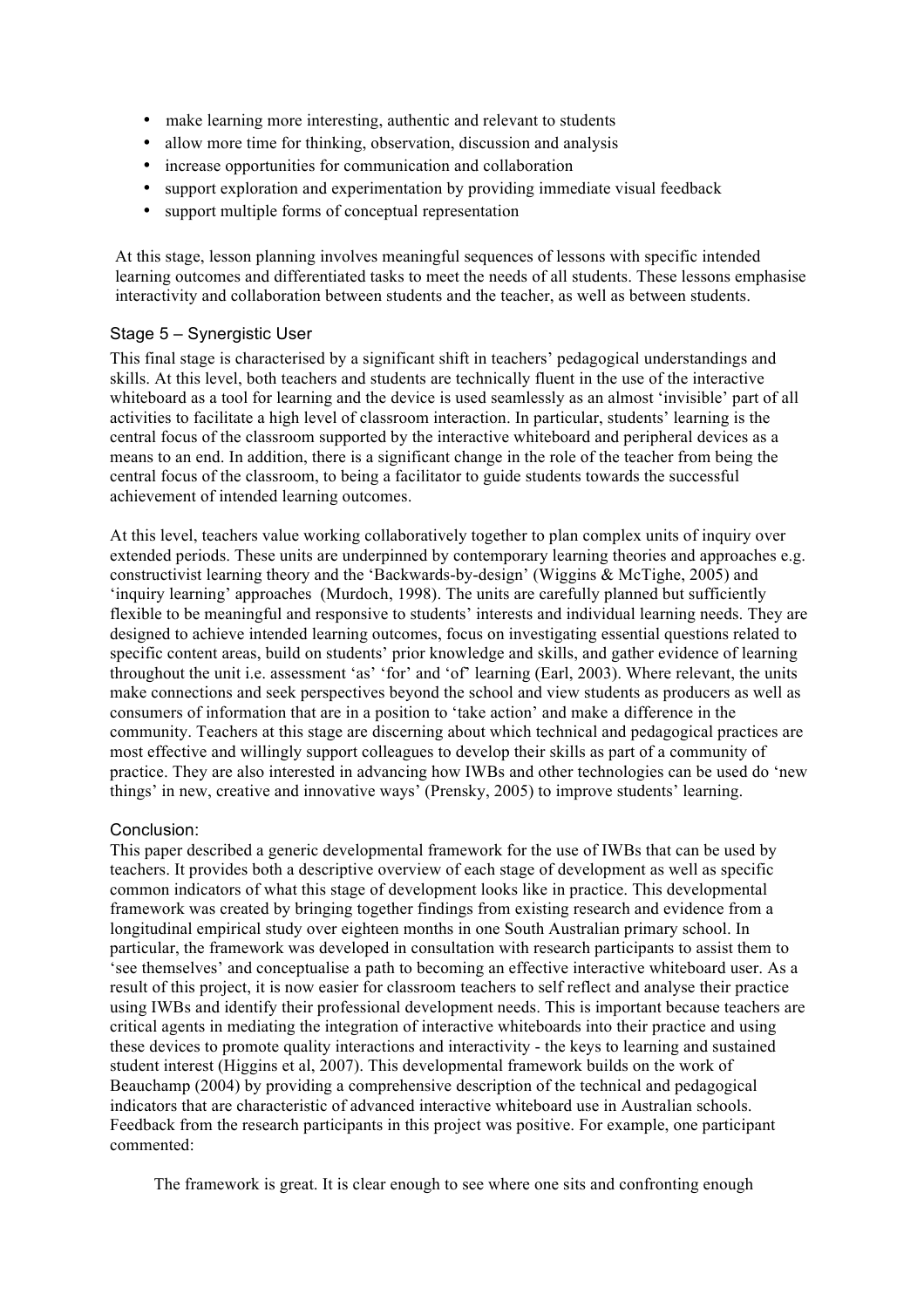- make learning more interesting, authentic and relevant to students
- allow more time for thinking, observation, discussion and analysis
- increase opportunities for communication and collaboration
- support exploration and experimentation by providing immediate visual feedback
- support multiple forms of conceptual representation

At this stage, lesson planning involves meaningful sequences of lessons with specific intended learning outcomes and differentiated tasks to meet the needs of all students. These lessons emphasise interactivity and collaboration between students and the teacher, as well as between students.

### Stage 5 – Synergistic User

This final stage is characterised by a significant shift in teachers' pedagogical understandings and skills. At this level, both teachers and students are technically fluent in the use of the interactive whiteboard as a tool for learning and the device is used seamlessly as an almost 'invisible' part of all activities to facilitate a high level of classroom interaction. In particular, students' learning is the central focus of the classroom supported by the interactive whiteboard and peripheral devices as a means to an end. In addition, there is a significant change in the role of the teacher from being the central focus of the classroom, to being a facilitator to guide students towards the successful achievement of intended learning outcomes.

At this level, teachers value working collaboratively together to plan complex units of inquiry over extended periods. These units are underpinned by contemporary learning theories and approaches e.g. constructivist learning theory and the 'Backwards-by-design' (Wiggins & McTighe, 2005) and 'inquiry learning' approaches (Murdoch, 1998). The units are carefully planned but sufficiently flexible to be meaningful and responsive to students' interests and individual learning needs. They are designed to achieve intended learning outcomes, focus on investigating essential questions related to specific content areas, build on students' prior knowledge and skills, and gather evidence of learning throughout the unit i.e. assessment 'as' 'for' and 'of' learning (Earl, 2003). Where relevant, the units make connections and seek perspectives beyond the school and view students as producers as well as consumers of information that are in a position to 'take action' and make a difference in the community. Teachers at this stage are discerning about which technical and pedagogical practices are most effective and willingly support colleagues to develop their skills as part of a community of practice. They are also interested in advancing how IWBs and other technologies can be used do 'new things' in new, creative and innovative ways' (Prensky, 2005) to improve students' learning.

### Conclusion:

This paper described a generic developmental framework for the use of IWBs that can be used by teachers. It provides both a descriptive overview of each stage of development as well as specific common indicators of what this stage of development looks like in practice. This developmental framework was created by bringing together findings from existing research and evidence from a longitudinal empirical study over eighteen months in one South Australian primary school. In particular, the framework was developed in consultation with research participants to assist them to 'see themselves' and conceptualise a path to becoming an effective interactive whiteboard user. As a result of this project, it is now easier for classroom teachers to self reflect and analyse their practice using IWBs and identify their professional development needs. This is important because teachers are critical agents in mediating the integration of interactive whiteboards into their practice and using these devices to promote quality interactions and interactivity - the keys to learning and sustained student interest (Higgins et al, 2007). This developmental framework builds on the work of Beauchamp (2004) by providing a comprehensive description of the technical and pedagogical indicators that are characteristic of advanced interactive whiteboard use in Australian schools. Feedback from the research participants in this project was positive. For example, one participant commented:

> The framework is great. It is clear enough to see where one sits and confronting enough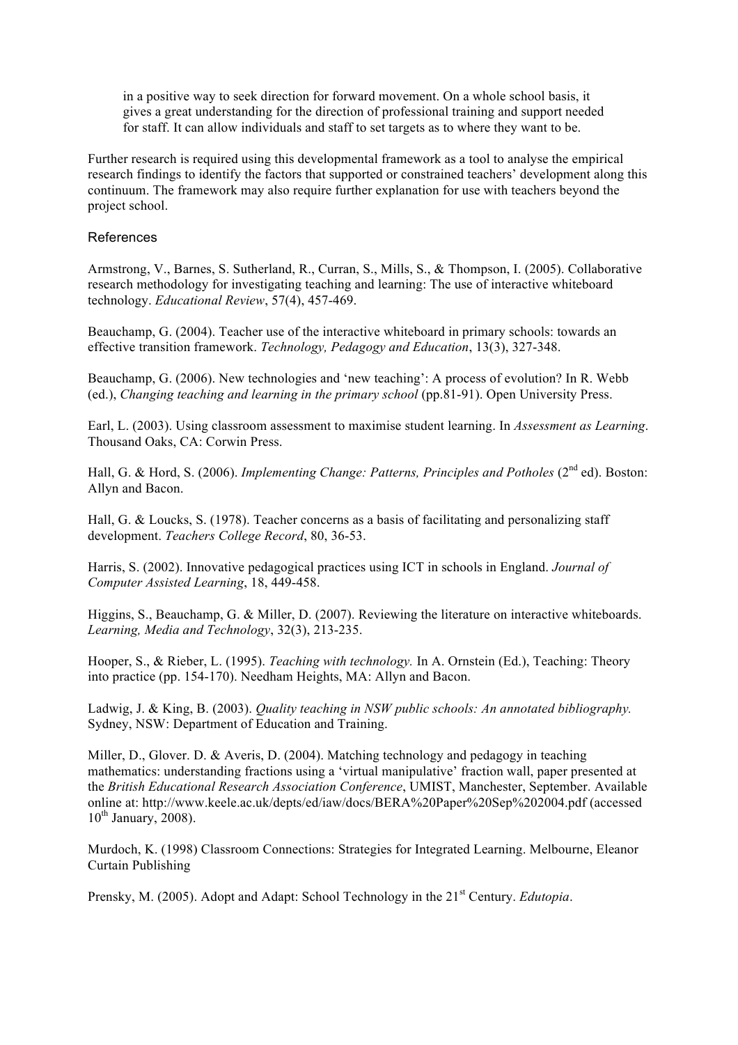in a positive way to seek direction for forward movement. On a whole school basis, it gives a great understanding for the direction of professional training and support needed for staff. It can allow individuals and staff to set targets as to where they want to be.

Further research is required using this developmental framework as a tool to analyse the empirical research findings to identify the factors that supported or constrained teachers' development along this continuum. The framework may also require further explanation for use with teachers beyond the project school.

## References

Armstrong, V., Barnes, S. Sutherland, R., Curran, S., Mills, S., & Thompson, I. (2005). Collaborative research methodology for investigating teaching and learning: The use of interactive whiteboard technology. *Educational Review*, 57(4), 457-469.

Beauchamp, G. (2004). Teacher use of the interactive whiteboard in primary schools: towards an effective transition framework. *Technology, Pedagogy and Education*, 13(3), 327-348.

Beauchamp, G. (2006). New technologies and 'new teaching': A process of evolution? In R. Webb (ed.), *Changing teaching and learning in the primary school* (pp.81-91). Open University Press.

Earl, L. (2003). Using classroom assessment to maximise student learning. In *Assessment as Learning*. Thousand Oaks, CA: Corwin Press.

Hall, G. & Hord, S. (2006). *Implementing Change: Patterns, Principles and Potholes* (2nd ed). Boston: Allyn and Bacon.

Hall, G. & Loucks, S. (1978). Teacher concerns as a basis of facilitating and personalizing staff development. *Teachers College Record*, 80, 36-53.

Harris, S. (2002). Innovative pedagogical practices using ICT in schools in England. *Journal of Computer Assisted Learning*, 18, 449-458.

Higgins, S., Beauchamp, G. & Miller, D. (2007). Reviewing the literature on interactive whiteboards. *Learning, Media and Technology*, 32(3), 213-235.

Hooper, S., & Rieber, L. (1995). *Teaching with technology.* In A. Ornstein (Ed.), Teaching: Theory into practice (pp. 154-170). Needham Heights, MA: Allyn and Bacon.

Ladwig, J. & King, B. (2003). *Quality teaching in NSW public schools: An annotated bibliography.* Sydney, NSW: Department of Education and Training.

Miller, D., Glover. D. & Averis, D. (2004). Matching technology and pedagogy in teaching mathematics: understanding fractions using a 'virtual manipulative' fraction wall, paper presented at the *British Educational Research Association Conference*, UMIST, Manchester, September. Available online at: http://www.keele.ac.uk/depts/ed/iaw/docs/BERA%20Paper%20Sep%202004.pdf (accessed 10th January, 2008).

Murdoch, K. (1998) Classroom Connections: Strategies for Integrated Learning. Melbourne, Eleanor Curtain Publishing

Prensky, M. (2005). Adopt and Adapt: School Technology in the 21st Century. *Edutopia*.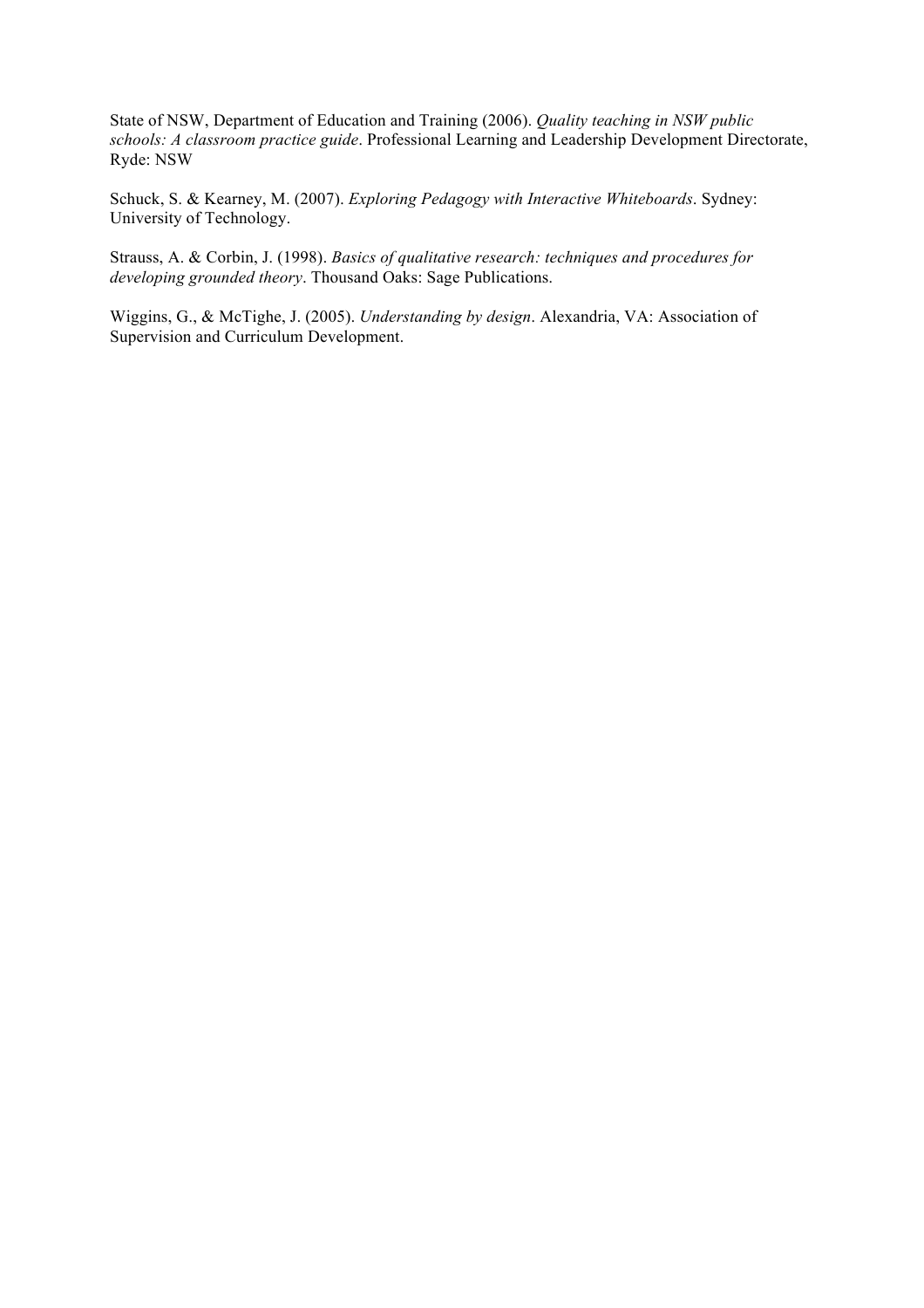State of NSW, Department of Education and Training (2006). *Quality teaching in NSW public schools: A classroom practice guide*. Professional Learning and Leadership Development Directorate, Ryde: NSW

Schuck, S. & Kearney, M. (2007). *Exploring Pedagogy with Interactive Whiteboards*. Sydney: University of Technology.

Strauss, A. & Corbin, J. (1998). *Basics of qualitative research: techniques and procedures for developing grounded theory*. Thousand Oaks: Sage Publications.

Wiggins, G., & McTighe, J. (2005). *Understanding by design*. Alexandria, VA: Association of Supervision and Curriculum Development.